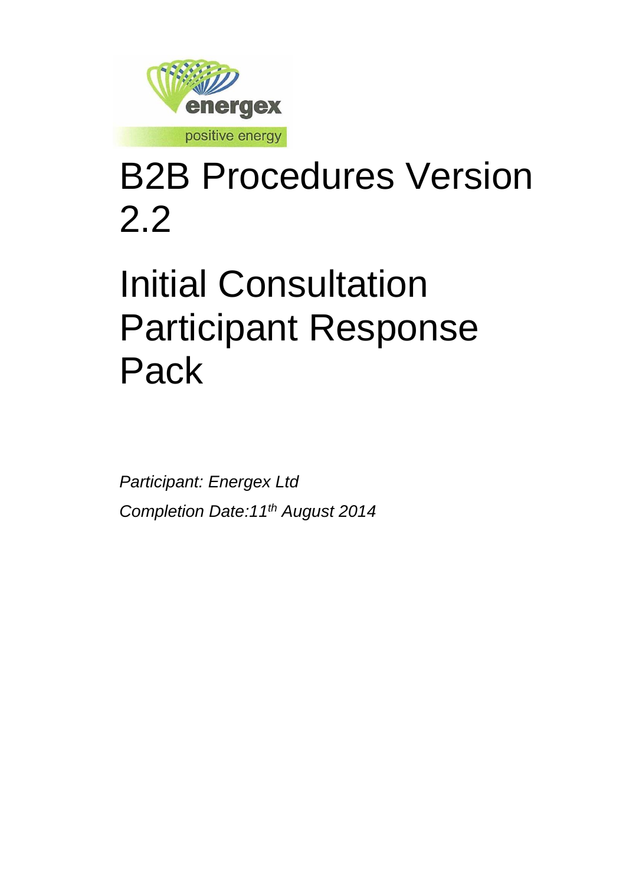# B2B Procedures Version 2.2

# Initial Consultation Participant Response Pack

*Participant: Energex Ltd*

*Completion Date:11th August 2014*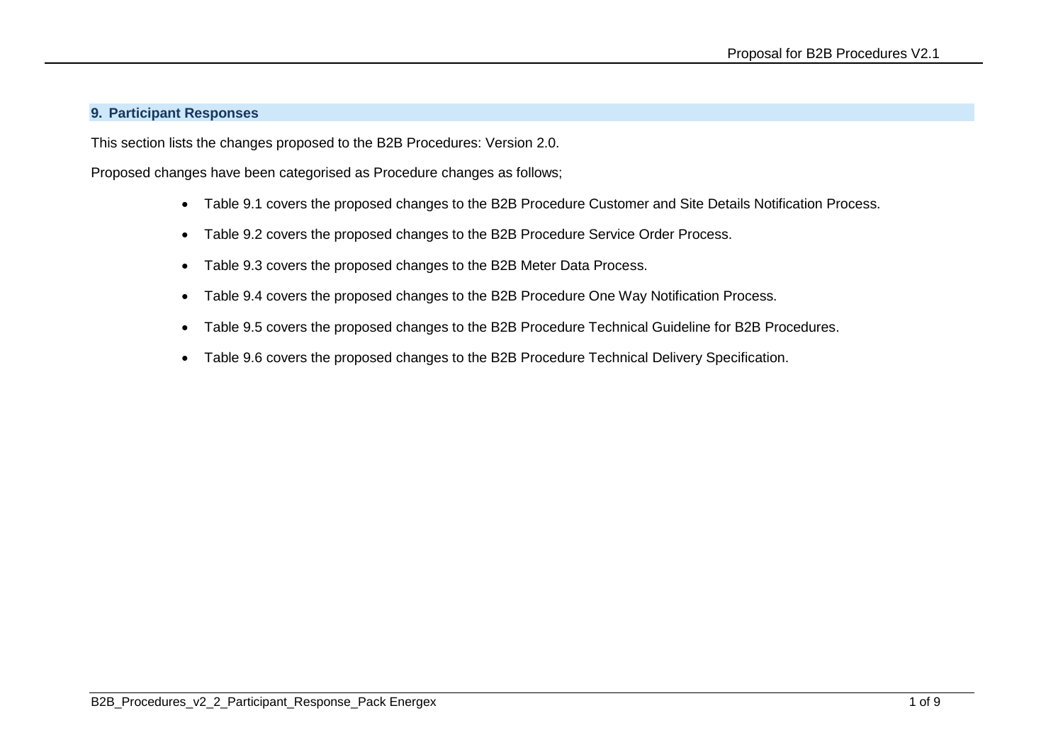## 9. Participant Responses

This section lists the changes proposed to the B2B Procedures: Version 2.0.

Proposed changes have been categorised as Procedure changes as follows;

- Table 9.1 covers the proposed changes to the B2B Procedure Customer and Site Details Notification Process.
- Table 9.2 covers the proposed changes to the B2B Procedure Service Order Process.
- Table 9.3 covers the proposed changes to the B2B Meter Data Process.
- Table 9.4 covers the proposed changes to the B2B Procedure One Way Notification Process.
- Table 9.5 covers the proposed changes to the B2B Procedure Technical Guideline for B2B Procedures.
- Table 9.6 covers the proposed changes to the B2B Procedure Technical Delivery Specification.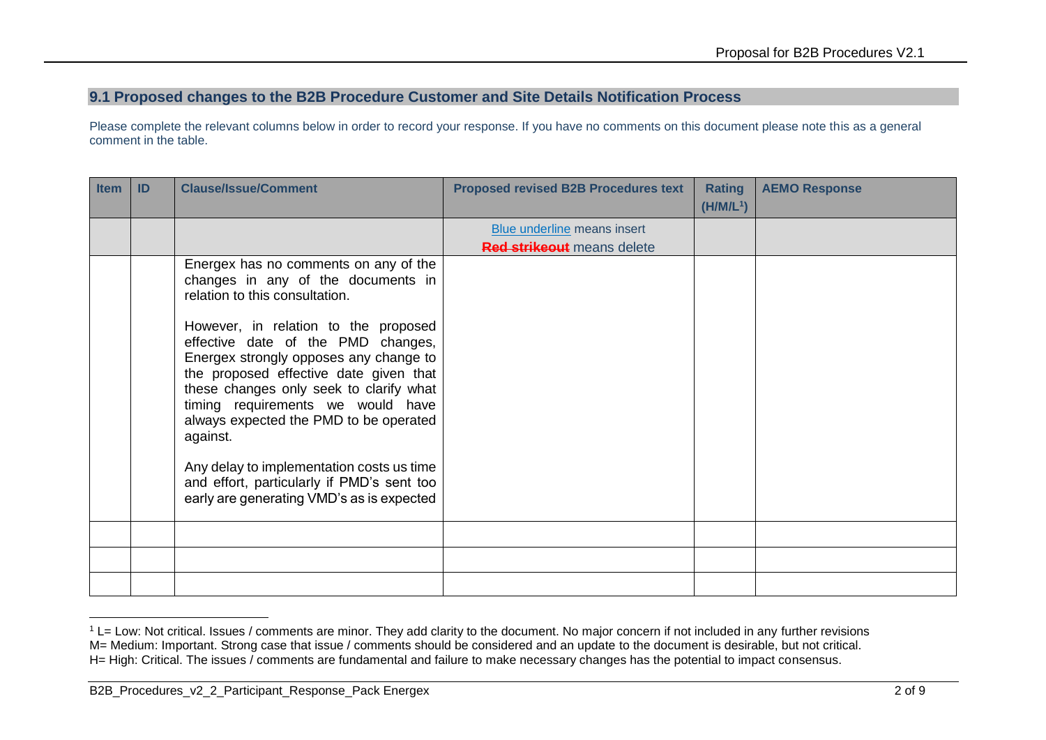## 9.1 Proposed changes to the B2B Procedure Customer and Site Details Notification Process

Please complete the relevant columns below in order to record your response. If you have no comments on this document please note this as a general comment in the table.

| Item | ID | Clause/Issue/Comment | Proposed revised B2B Procedures text | Rating (H/M/L[1]) | AEMO Response |
|---|---|---|---|---|---|
| | | | Blue underline means insert<br>~~Red strikeout~~ means delete | | |
| | | Energex has no comments on any of the changes in any of the documents in relation to this consultation.<br><br>However, in relation to the proposed effective date of the PMD changes, Energex strongly opposes any change to the proposed effective date given that these changes only seek to clarify what timing requirements we would have always expected the PMD to be operated against.<br><br>Any delay to implementation costs us time and effort, particularly if PMD's sent too early are generating VMD's as is expected | | | |
| | | | | | |
| | | | | | |
| | | | | | |

[1] L= Low: Not critical. Issues / comments are minor. They add clarity to the document. No major concern if not included in any further revisions
M= Medium: Important. Strong case that issue / comments should be considered and an update to the document is desirable, but not critical.
H= High: Critical. The issues / comments are fundamental and failure to make necessary changes has the potential to impact consensus.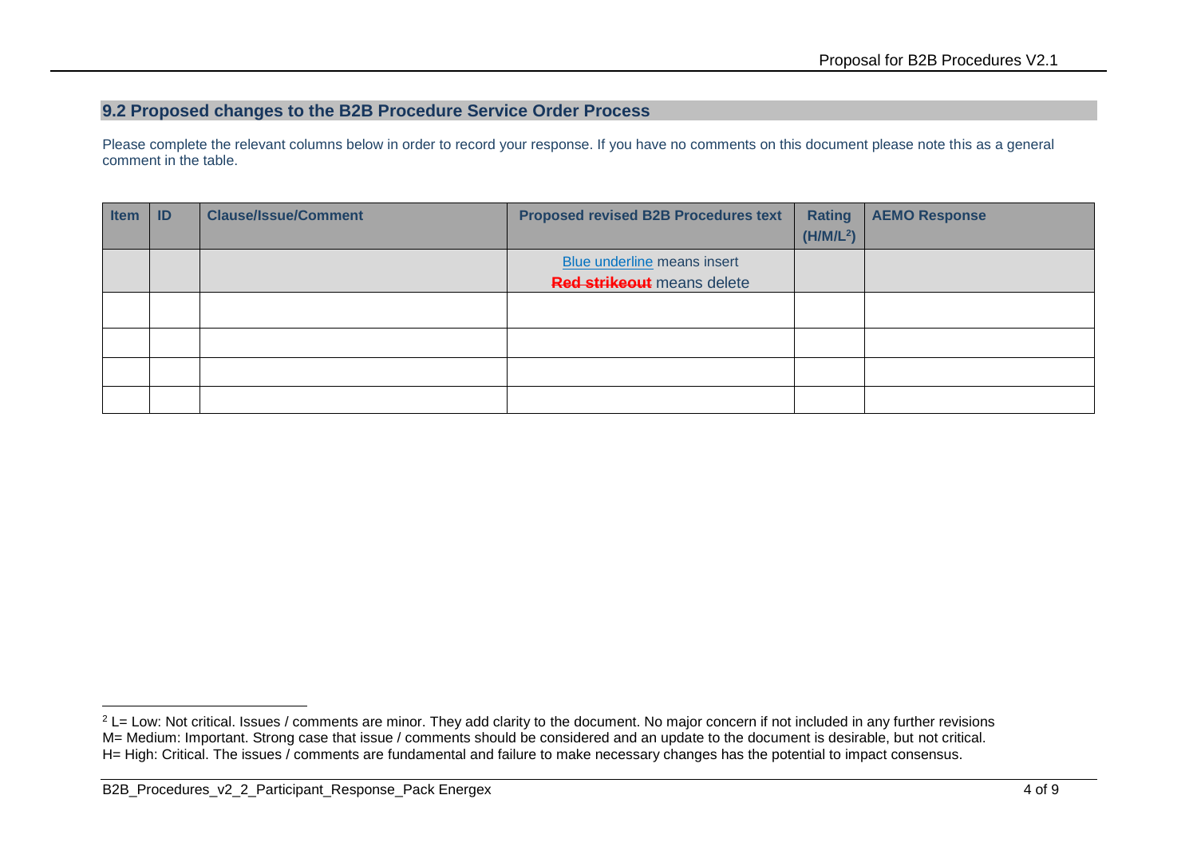## 9.2 Proposed changes to the B2B Procedure Service Order Process

Please complete the relevant columns below in order to record your response. If you have no comments on this document please note this as a general comment in the table.

| Item | ID | Clause/Issue/Comment | Proposed revised B2B Procedures text | Rating (H/M/L[2]) | AEMO Response |
| --- | --- | --- | --- | --- | --- |
| | | | Blue underline means insert<br>~~Red strikeout~~ means delete | | |
| | | | | | |
| | | | | | |
| | | | | | |
| | | | | | |

[2] L= Low: Not critical. Issues / comments are minor. They add clarity to the document. No major concern if not included in any further revisions
M= Medium: Important. Strong case that issue / comments should be considered and an update to the document is desirable, but not critical.
H= High: Critical. The issues / comments are fundamental and failure to make necessary changes has the potential to impact consensus.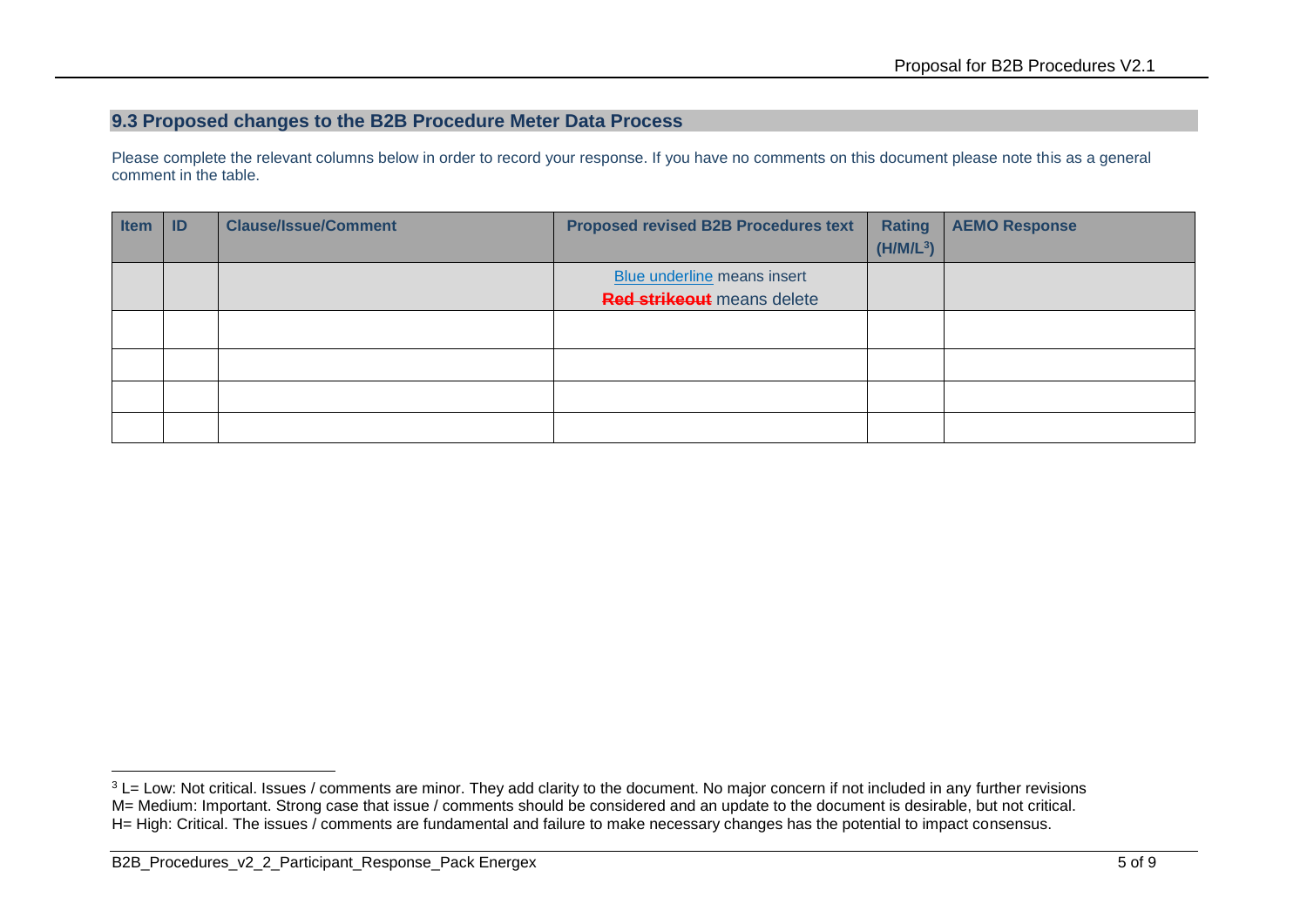## 9.3 Proposed changes to the B2B Procedure Meter Data Process

Please complete the relevant columns below in order to record your response. If you have no comments on this document please note this as a general comment in the table.

| Item | ID | Clause/Issue/Comment | Proposed revised B2B Procedures text | Rating (H/M/L[3]) | AEMO Response |
|---|---|---|---|---|---|
| | | | Blue underline means insert<br>~~Red strikeout~~ means delete | | |
| | | | | | |
| | | | | | |
| | | | | | |
| | | | | | |

[3] L= Low: Not critical. Issues / comments are minor. They add clarity to the document. No major concern if not included in any further revisions
M= Medium: Important. Strong case that issue / comments should be considered and an update to the document is desirable, but not critical.
H= High: Critical. The issues / comments are fundamental and failure to make necessary changes has the potential to impact consensus.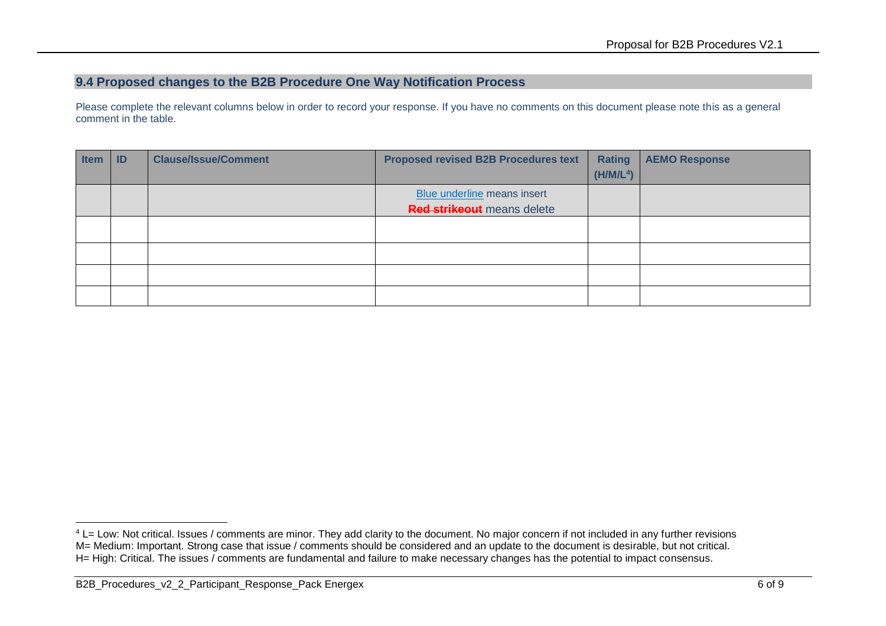## 9.4 Proposed changes to the B2B Procedure One Way Notification Process

Please complete the relevant columns below in order to record your response. If you have no comments on this document please note this as a general comment in the table.

| Item | ID | Clause/Issue/Comment | Proposed revised B2B Procedures text | Rating (H/M/L[4]) | AEMO Response |
|---|---|---|---|---|---|
| | | | Blue underline means insert<br>~~Red strikeout~~ means delete | | |
| | | | | | |
| | | | | | |
| | | | | | |
| | | | | | |

[4] L= Low: Not critical. Issues / comments are minor. They add clarity to the document. No major concern if not included in any further revisions
M= Medium: Important. Strong case that issue / comments should be considered and an update to the document is desirable, but not critical.
H= High: Critical. The issues / comments are fundamental and failure to make necessary changes has the potential to impact consensus.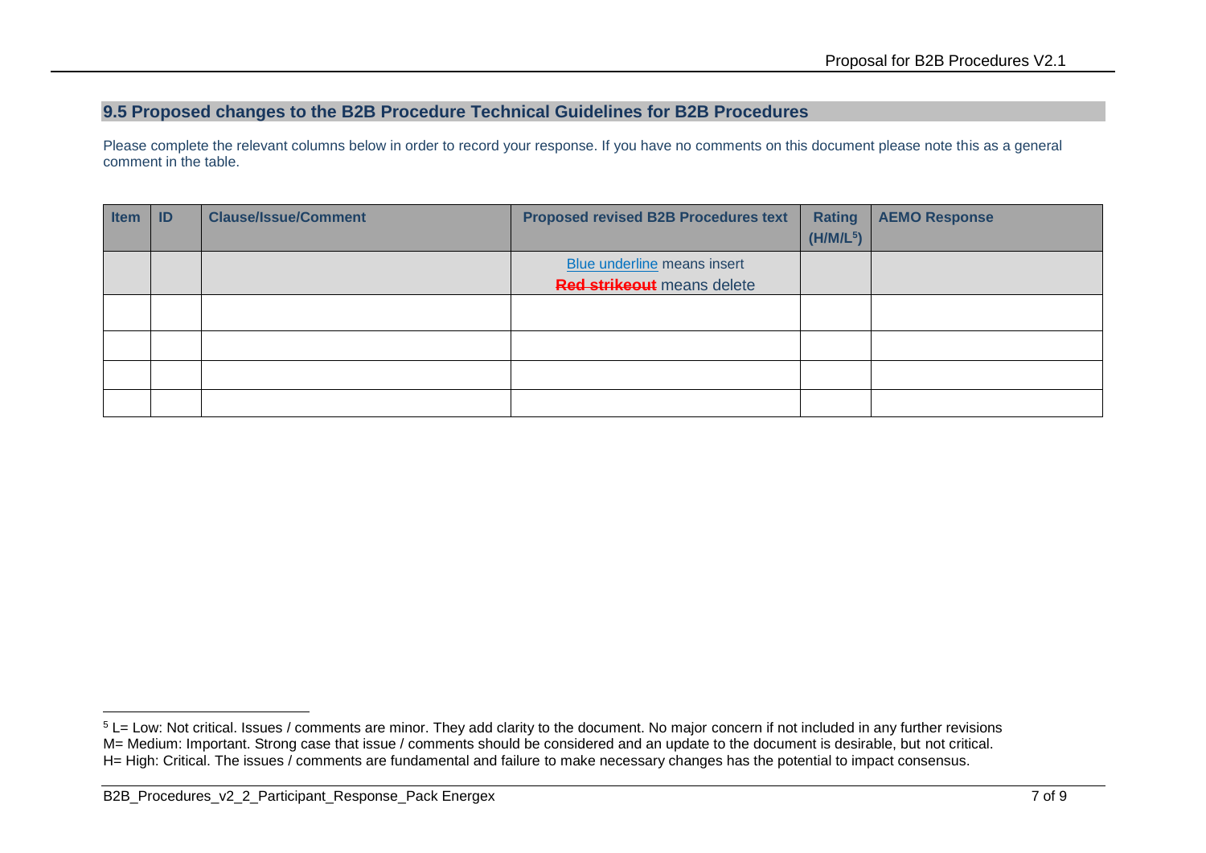## 9.5 Proposed changes to the B2B Procedure Technical Guidelines for B2B Procedures

Please complete the relevant columns below in order to record your response. If you have no comments on this document please note this as a general comment in the table.

| Item | ID | Clause/Issue/Comment | Proposed revised B2B Procedures text | Rating (H/M/L[5]) | AEMO Response |
|---|---|---|---|---|---|
| | | | Blue underline means insert<br>~~Red strikeout~~ means delete | | |
| | | | | | |
| | | | | | |
| | | | | | |
| | | | | | |

[5] L= Low: Not critical. Issues / comments are minor. They add clarity to the document. No major concern if not included in any further revisions
M= Medium: Important. Strong case that issue / comments should be considered and an update to the document is desirable, but not critical.
H= High: Critical. The issues / comments are fundamental and failure to make necessary changes has the potential to impact consensus.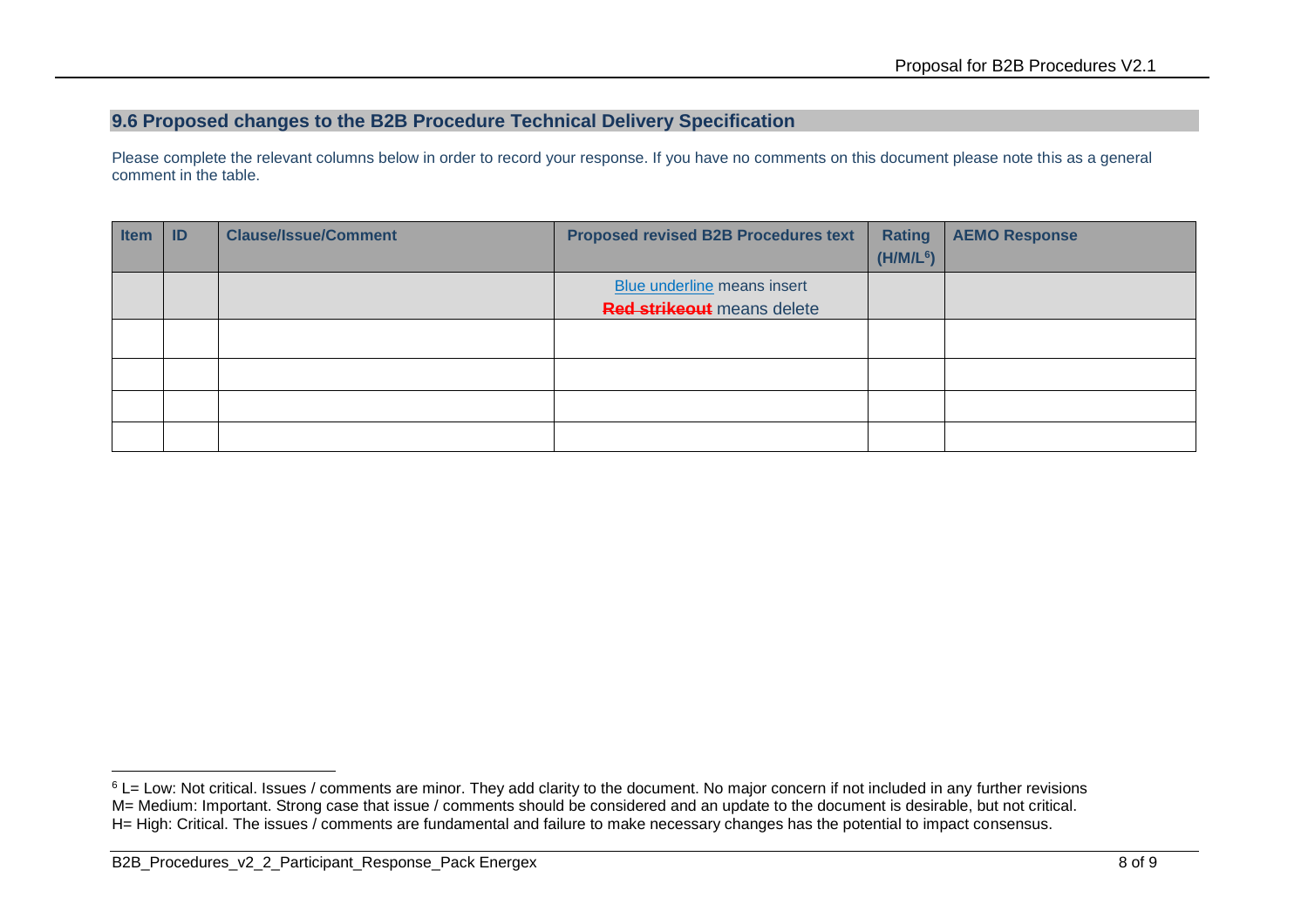## 9.6 Proposed changes to the B2B Procedure Technical Delivery Specification

Please complete the relevant columns below in order to record your response. If you have no comments on this document please note this as a general comment in the table.

| Item | ID | Clause/Issue/Comment | Proposed revised B2B Procedures text | Rating (H/M/L[6]) | AEMO Response |
|---|---|---|---|---|---|
| | | | Blue underline means insert<br>~~Red strikeout~~ means delete | | |
| | | | | | |
| | | | | | |
| | | | | | |
| | | | | | |

[6] L= Low: Not critical. Issues / comments are minor. They add clarity to the document. No major concern if not included in any further revisions
M= Medium: Important. Strong case that issue / comments should be considered and an update to the document is desirable, but not critical.
H= High: Critical. The issues / comments are fundamental and failure to make necessary changes has the potential to impact consensus.